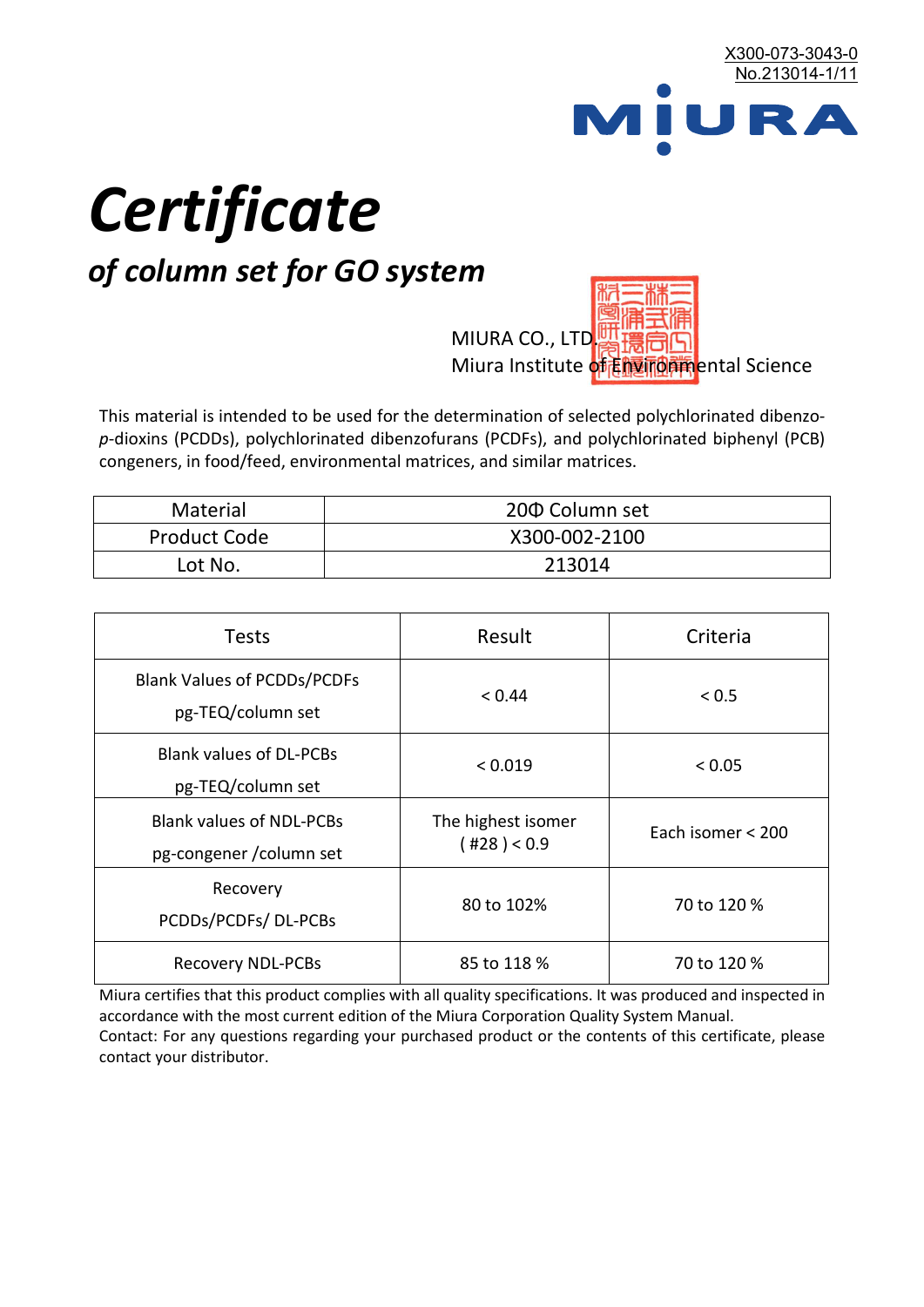X300-073-3043-0
No.213014-1/11

MIURA

# *Certificate*

## *of column set for GO system*

MIURA CO., LTD.
Miura Institute of Environmental Science

This material is intended to be used for the determination of selected polychlorinated dibenzo-*p*-dioxins (PCDDs), polychlorinated dibenzofurans (PCDFs), and polychlorinated biphenyl (PCB) congeners, in food/feed, environmental matrices, and similar matrices.

| Material | 20Φ Column set |
|---|---|
| Product Code | X300-002-2100 |
| Lot No. | 213014 |

| Tests | Result | Criteria |
|---|---|---|
| Blank Values of PCDDs/PCDFs pg-TEQ/column set | < 0.44 | < 0.5 |
| Blank values of DL-PCBs pg-TEQ/column set | < 0.019 | < 0.05 |
| Blank values of NDL-PCBs pg-congener /column set | The highest isomer ( #28 ) < 0.9 | Each isomer < 200 |
| Recovery PCDDs/PCDFs/ DL-PCBs | 80 to 102% | 70 to 120 % |
| Recovery NDL-PCBs | 85 to 118 % | 70 to 120 % |

Miura certifies that this product complies with all quality specifications. It was produced and inspected in accordance with the most current edition of the Miura Corporation Quality System Manual.
Contact: For any questions regarding your purchased product or the contents of this certificate, please contact your distributor.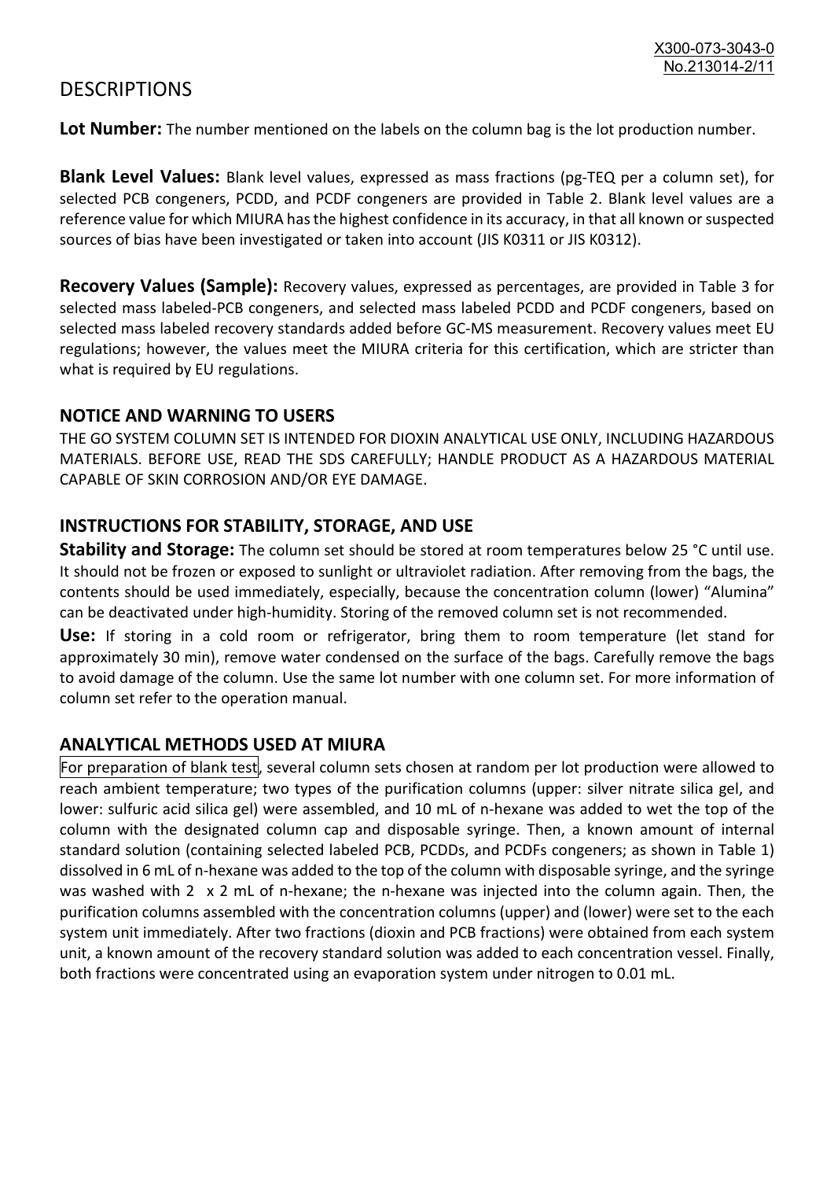# DESCRIPTIONS

**Lot Number:** The number mentioned on the labels on the column bag is the lot production number.

**Blank Level Values:** Blank level values, expressed as mass fractions (pg-TEQ per a column set), for selected PCB congeners, PCDD, and PCDF congeners are provided in Table 2. Blank level values are a reference value for which MIURA has the highest confidence in its accuracy, in that all known or suspected sources of bias have been investigated or taken into account (JIS K0311 or JIS K0312).

**Recovery Values (Sample):** Recovery values, expressed as percentages, are provided in Table 3 for selected mass labeled-PCB congeners, and selected mass labeled PCDD and PCDF congeners, based on selected mass labeled recovery standards added before GC-MS measurement. Recovery values meet EU regulations; however, the values meet the MIURA criteria for this certification, which are stricter than what is required by EU regulations.

## NOTICE AND WARNING TO USERS

THE GO SYSTEM COLUMN SET IS INTENDED FOR DIOXIN ANALYTICAL USE ONLY, INCLUDING HAZARDOUS MATERIALS. BEFORE USE, READ THE SDS CAREFULLY; HANDLE PRODUCT AS A HAZARDOUS MATERIAL CAPABLE OF SKIN CORROSION AND/OR EYE DAMAGE.

## INSTRUCTIONS FOR STABILITY, STORAGE, AND USE

**Stability and Storage:** The column set should be stored at room temperatures below 25 °C until use. It should not be frozen or exposed to sunlight or ultraviolet radiation. After removing from the bags, the contents should be used immediately, especially, because the concentration column (lower) "Alumina" can be deactivated under high-humidity. Storing of the removed column set is not recommended.

**Use:** If storing in a cold room or refrigerator, bring them to room temperature (let stand for approximately 30 min), remove water condensed on the surface of the bags. Carefully remove the bags to avoid damage of the column. Use the same lot number with one column set. For more information of column set refer to the operation manual.

## ANALYTICAL METHODS USED AT MIURA

For preparation of blank test, several column sets chosen at random per lot production were allowed to reach ambient temperature; two types of the purification columns (upper: silver nitrate silica gel, and lower: sulfuric acid silica gel) were assembled, and 10 mL of n-hexane was added to wet the top of the column with the designated column cap and disposable syringe. Then, a known amount of internal standard solution (containing selected labeled PCB, PCDDs, and PCDFs congeners; as shown in Table 1) dissolved in 6 mL of n-hexane was added to the top of the column with disposable syringe, and the syringe was washed with 2 x 2 mL of n-hexane; the n-hexane was injected into the column again. Then, the purification columns assembled with the concentration columns (upper) and (lower) were set to the each system unit immediately. After two fractions (dioxin and PCB fractions) were obtained from each system unit, a known amount of the recovery standard solution was added to each concentration vessel. Finally, both fractions were concentrated using an evaporation system under nitrogen to 0.01 mL.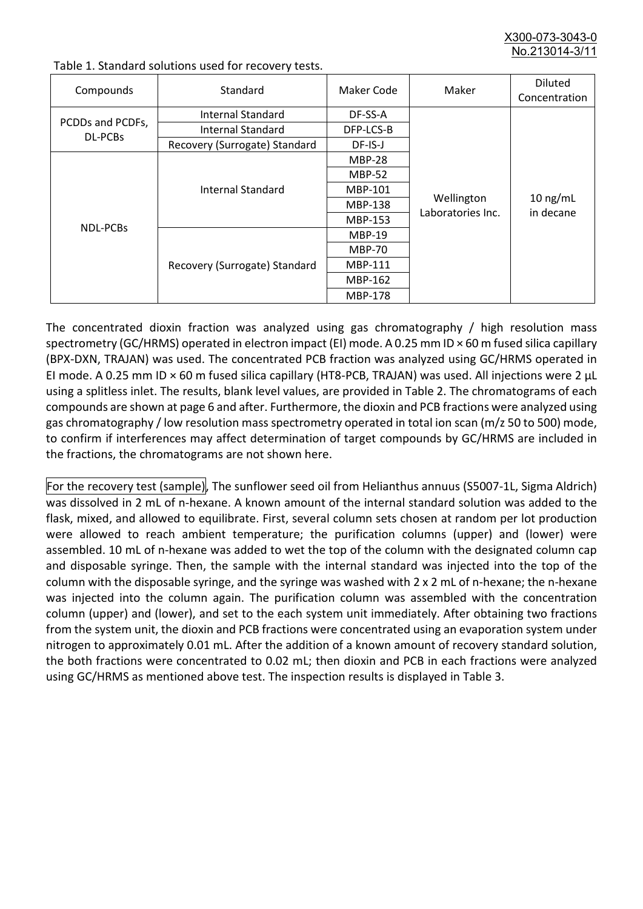Table 1. Standard solutions used for recovery tests.

| Compounds | Standard | Maker Code | Maker | Diluted Concentration |
|---|---|---|---|---|
| PCDDs and PCDFs, DL-PCBs | Internal Standard | DF-SS-A | Wellington Laboratories Inc. | 10 ng/mL in decane |
| | Internal Standard | DFP-LCS-B | | |
| | Recovery (Surrogate) Standard | DF-IS-J | | |
| NDL-PCBs | Internal Standard | MBP-28 | | |
| | | MBP-52 | | |
| | | MBP-101 | | |
| | | MBP-138 | | |
| | | MBP-153 | | |
| | Recovery (Surrogate) Standard | MBP-19 | | |
| | | MBP-70 | | |
| | | MBP-111 | | |
| | | MBP-162 | | |
| | | MBP-178 | | |

The concentrated dioxin fraction was analyzed using gas chromatography / high resolution mass spectrometry (GC/HRMS) operated in electron impact (EI) mode. A 0.25 mm ID × 60 m fused silica capillary (BPX-DXN, TRAJAN) was used. The concentrated PCB fraction was analyzed using GC/HRMS operated in EI mode. A 0.25 mm ID × 60 m fused silica capillary (HT8-PCB, TRAJAN) was used. All injections were 2 µL using a splitless inlet. The results, blank level values, are provided in Table 2. The chromatograms of each compounds are shown at page 6 and after. Furthermore, the dioxin and PCB fractions were analyzed using gas chromatography / low resolution mass spectrometry operated in total ion scan (m/z 50 to 500) mode, to confirm if interferences may affect determination of target compounds by GC/HRMS are included in the fractions, the chromatograms are not shown here.

For the recovery test (sample), The sunflower seed oil from Helianthus annuus (S5007-1L, Sigma Aldrich) was dissolved in 2 mL of n-hexane. A known amount of the internal standard solution was added to the flask, mixed, and allowed to equilibrate. First, several column sets chosen at random per lot production were allowed to reach ambient temperature; the purification columns (upper) and (lower) were assembled. 10 mL of n-hexane was added to wet the top of the column with the designated column cap and disposable syringe. Then, the sample with the internal standard was injected into the top of the column with the disposable syringe, and the syringe was washed with 2 x 2 mL of n-hexane; the n-hexane was injected into the column again. The purification column was assembled with the concentration column (upper) and (lower), and set to the each system unit immediately. After obtaining two fractions from the system unit, the dioxin and PCB fractions were concentrated using an evaporation system under nitrogen to approximately 0.01 mL. After the addition of a known amount of recovery standard solution, the both fractions were concentrated to 0.02 mL; then dioxin and PCB in each fractions were analyzed using GC/HRMS as mentioned above test. The inspection results is displayed in Table 3.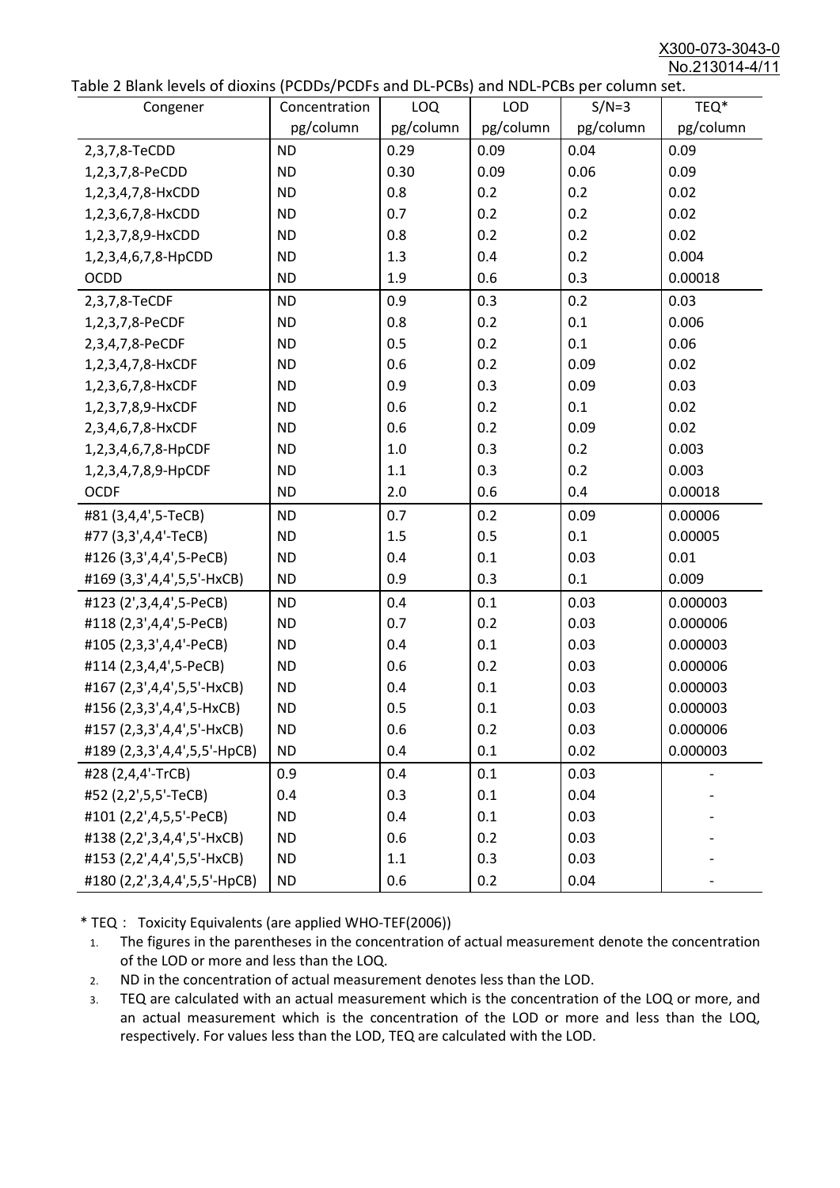Table 2 Blank levels of dioxins (PCDDs/PCDFs and DL-PCBs) and NDL-PCBs per column set.

| Congener | Concentration pg/column | LOQ pg/column | LOD pg/column | S/N=3 pg/column | TEQ* pg/column |
|---|---|---|---|---|---|
| 2,3,7,8-TeCDD | ND | 0.29 | 0.09 | 0.04 | 0.09 |
| 1,2,3,7,8-PeCDD | ND | 0.30 | 0.09 | 0.06 | 0.09 |
| 1,2,3,4,7,8-HxCDD | ND | 0.8 | 0.2 | 0.2 | 0.02 |
| 1,2,3,6,7,8-HxCDD | ND | 0.7 | 0.2 | 0.2 | 0.02 |
| 1,2,3,7,8,9-HxCDD | ND | 0.8 | 0.2 | 0.2 | 0.02 |
| 1,2,3,4,6,7,8-HpCDD | ND | 1.3 | 0.4 | 0.2 | 0.004 |
| OCDD | ND | 1.9 | 0.6 | 0.3 | 0.00018 |
| 2,3,7,8-TeCDF | ND | 0.9 | 0.3 | 0.2 | 0.03 |
| 1,2,3,7,8-PeCDF | ND | 0.8 | 0.2 | 0.1 | 0.006 |
| 2,3,4,7,8-PeCDF | ND | 0.5 | 0.2 | 0.1 | 0.06 |
| 1,2,3,4,7,8-HxCDF | ND | 0.6 | 0.2 | 0.09 | 0.02 |
| 1,2,3,6,7,8-HxCDF | ND | 0.9 | 0.3 | 0.09 | 0.03 |
| 1,2,3,7,8,9-HxCDF | ND | 0.6 | 0.2 | 0.1 | 0.02 |
| 2,3,4,6,7,8-HxCDF | ND | 0.6 | 0.2 | 0.09 | 0.02 |
| 1,2,3,4,6,7,8-HpCDF | ND | 1.0 | 0.3 | 0.2 | 0.003 |
| 1,2,3,4,7,8,9-HpCDF | ND | 1.1 | 0.3 | 0.2 | 0.003 |
| OCDF | ND | 2.0 | 0.6 | 0.4 | 0.00018 |
| #81 (3,4,4',5-TeCB) | ND | 0.7 | 0.2 | 0.09 | 0.00006 |
| #77 (3,3',4,4'-TeCB) | ND | 1.5 | 0.5 | 0.1 | 0.00005 |
| #126 (3,3',4,4',5-PeCB) | ND | 0.4 | 0.1 | 0.03 | 0.01 |
| #169 (3,3',4,4',5,5'-HxCB) | ND | 0.9 | 0.3 | 0.1 | 0.009 |
| #123 (2',3,4,4',5-PeCB) | ND | 0.4 | 0.1 | 0.03 | 0.000003 |
| #118 (2,3',4,4',5-PeCB) | ND | 0.7 | 0.2 | 0.03 | 0.000006 |
| #105 (2,3,3',4,4'-PeCB) | ND | 0.4 | 0.1 | 0.03 | 0.000003 |
| #114 (2,3,4,4',5-PeCB) | ND | 0.6 | 0.2 | 0.03 | 0.000006 |
| #167 (2,3',4,4',5,5'-HxCB) | ND | 0.4 | 0.1 | 0.03 | 0.000003 |
| #156 (2,3,3',4,4',5-HxCB) | ND | 0.5 | 0.1 | 0.03 | 0.000003 |
| #157 (2,3,3',4,4',5'-HxCB) | ND | 0.6 | 0.2 | 0.03 | 0.000006 |
| #189 (2,3,3',4,4',5,5'-HpCB) | ND | 0.4 | 0.1 | 0.02 | 0.000003 |
| #28 (2,4,4'-TrCB) | 0.9 | 0.4 | 0.1 | 0.03 | - |
| #52 (2,2',5,5'-TeCB) | 0.4 | 0.3 | 0.1 | 0.04 | - |
| #101 (2,2',4,5,5'-PeCB) | ND | 0.4 | 0.1 | 0.03 | - |
| #138 (2,2',3,4,4',5'-HxCB) | ND | 0.6 | 0.2 | 0.03 | - |
| #153 (2,2',4,4',5,5'-HxCB) | ND | 1.1 | 0.3 | 0.03 | - |
| #180 (2,2',3,4,4',5,5'-HpCB) | ND | 0.6 | 0.2 | 0.04 | - |

* TEQ： Toxicity Equivalents (are applied WHO-TEF(2006))

1. The figures in the parentheses in the concentration of actual measurement denote the concentration of the LOD or more and less than the LOQ.
2. ND in the concentration of actual measurement denotes less than the LOD.
3. TEQ are calculated with an actual measurement which is the concentration of the LOQ or more, and an actual measurement which is the concentration of the LOD or more and less than the LOQ, respectively. For values less than the LOD, TEQ are calculated with the LOD.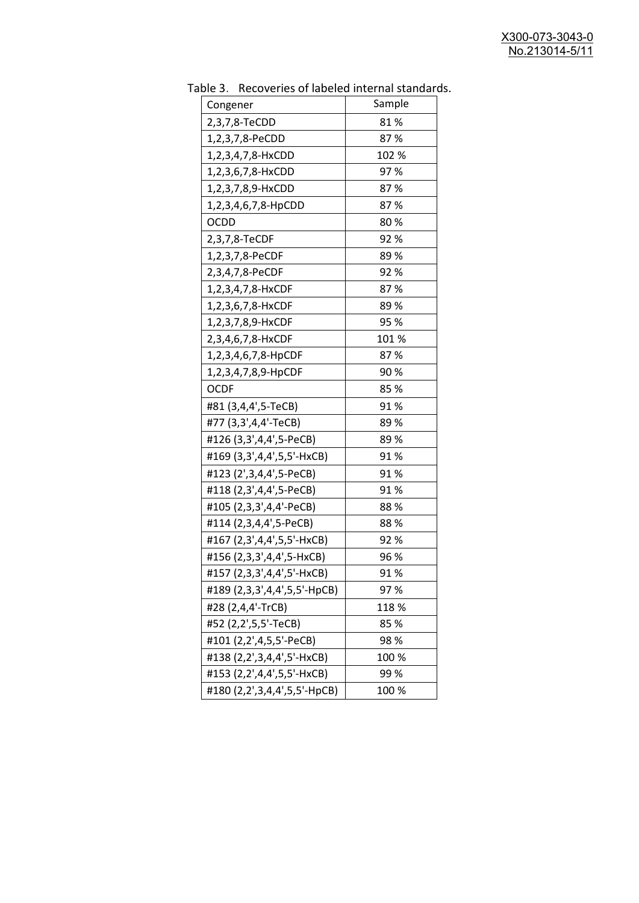Table 3. Recoveries of labeled internal standards.

| Congener | Sample |
|---|---|
| 2,3,7,8-TeCDD | 81 % |
| 1,2,3,7,8-PeCDD | 87 % |
| 1,2,3,4,7,8-HxCDD | 102 % |
| 1,2,3,6,7,8-HxCDD | 97 % |
| 1,2,3,7,8,9-HxCDD | 87 % |
| 1,2,3,4,6,7,8-HpCDD | 87 % |
| OCDD | 80 % |
| 2,3,7,8-TeCDF | 92 % |
| 1,2,3,7,8-PeCDF | 89 % |
| 2,3,4,7,8-PeCDF | 92 % |
| 1,2,3,4,7,8-HxCDF | 87 % |
| 1,2,3,6,7,8-HxCDF | 89 % |
| 1,2,3,7,8,9-HxCDF | 95 % |
| 2,3,4,6,7,8-HxCDF | 101 % |
| 1,2,3,4,6,7,8-HpCDF | 87 % |
| 1,2,3,4,7,8,9-HpCDF | 90 % |
| OCDF | 85 % |
| #81 (3,4,4',5-TeCB) | 91 % |
| #77 (3,3',4,4'-TeCB) | 89 % |
| #126 (3,3',4,4',5-PeCB) | 89 % |
| #169 (3,3',4,4',5,5'-HxCB) | 91 % |
| #123 (2',3,4,4',5-PeCB) | 91 % |
| #118 (2,3',4,4',5-PeCB) | 91 % |
| #105 (2,3,3',4,4'-PeCB) | 88 % |
| #114 (2,3,4,4',5-PeCB) | 88 % |
| #167 (2,3',4,4',5,5'-HxCB) | 92 % |
| #156 (2,3,3',4,4',5-HxCB) | 96 % |
| #157 (2,3,3',4,4',5'-HxCB) | 91 % |
| #189 (2,3,3',4,4',5,5'-HpCB) | 97 % |
| #28 (2,4,4'-TrCB) | 118 % |
| #52 (2,2',5,5'-TeCB) | 85 % |
| #101 (2,2',4,5,5'-PeCB) | 98 % |
| #138 (2,2',3,4,4',5'-HxCB) | 100 % |
| #153 (2,2',4,4',5,5'-HxCB) | 99 % |
| #180 (2,2',3,4,4',5,5'-HpCB) | 100 % |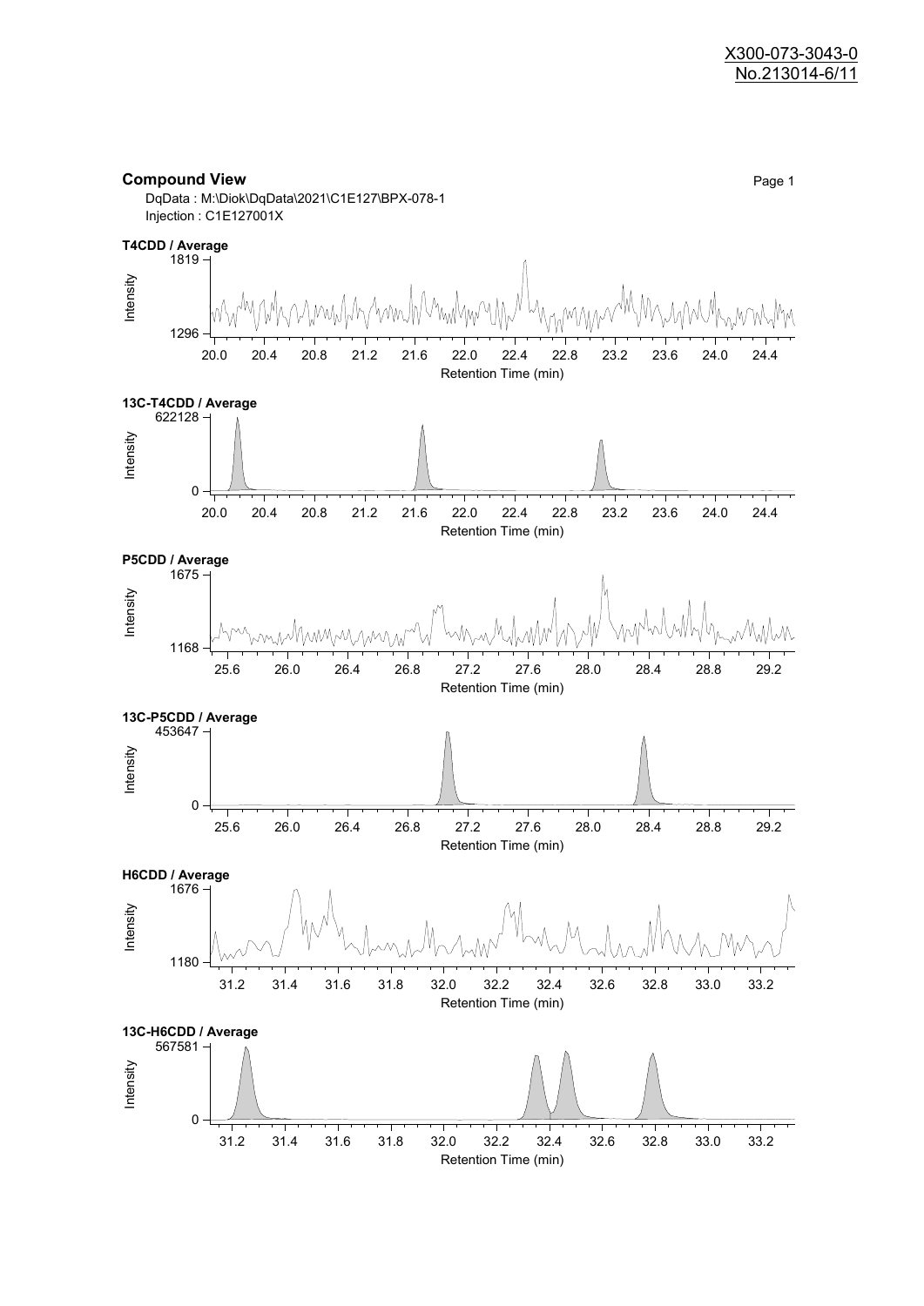X300-073-3043-0
No.213014-6/11

**Compound View**

Page 1

DqData : M:\Diok\DqData\2021\C1E127\BPX-078-1
Injection : C1E127001X

**T4CDD / Average**

Intensity: 1296 – 1819
Retention Time (min): 20.0 – 24.4

**13C-T4CDD / Average**

Intensity: 0 – 622128
Retention Time (min): 20.0 – 24.4

**P5CDD / Average**

Intensity: 1168 – 1675
Retention Time (min): 25.6 – 29.2

**13C-P5CDD / Average**

Intensity: 0 – 453647
Retention Time (min): 25.6 – 29.2

**H6CDD / Average**

Intensity: 1180 – 1676
Retention Time (min): 31.2 – 33.2

**13C-H6CDD / Average**

Intensity: 0 – 567581
Retention Time (min): 31.2 – 33.2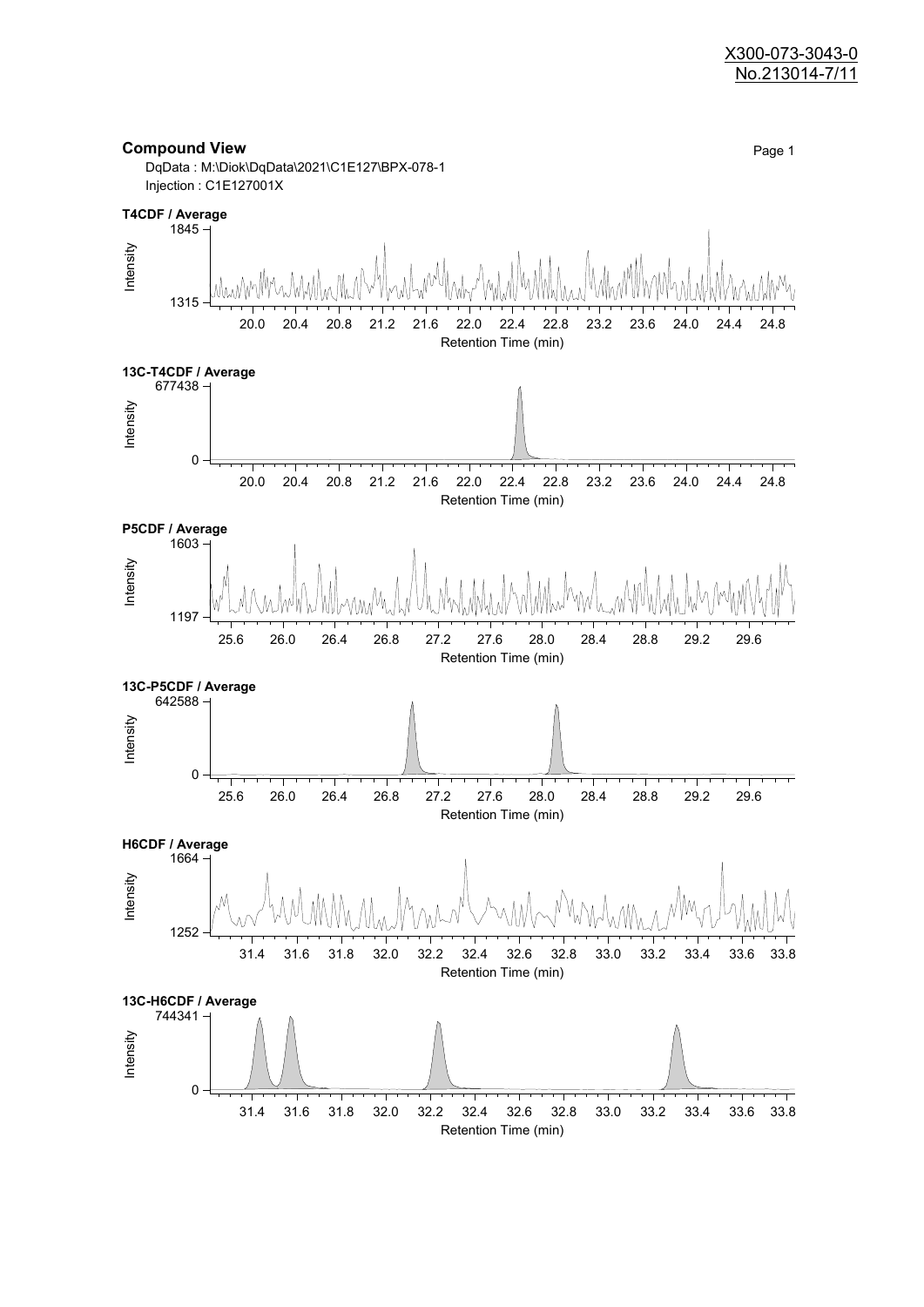X300-073-3043-0
No.213014-7/11

## Compound View

DqData : M:\Diok\DqData\2021\C1E127\BPX-078-1
Injection : C1E127001X

**T4CDF / Average**

Intensity: 1315 – 1845
Retention Time (min): 20.0, 20.4, 20.8, 21.2, 21.6, 22.0, 22.4, 22.8, 23.2, 23.6, 24.0, 24.4, 24.8

**13C-T4CDF / Average**

Intensity: 0 – 677438
Retention Time (min): 20.0, 20.4, 20.8, 21.2, 21.6, 22.0, 22.4, 22.8, 23.2, 23.6, 24.0, 24.4, 24.8

**P5CDF / Average**

Intensity: 1197 – 1603
Retention Time (min): 25.6, 26.0, 26.4, 26.8, 27.2, 27.6, 28.0, 28.4, 28.8, 29.2, 29.6

**13C-P5CDF / Average**

Intensity: 0 – 642588
Retention Time (min): 25.6, 26.0, 26.4, 26.8, 27.2, 27.6, 28.0, 28.4, 28.8, 29.2, 29.6

**H6CDF / Average**

Intensity: 1252 – 1664
Retention Time (min): 31.4, 31.6, 31.8, 32.0, 32.2, 32.4, 32.6, 32.8, 33.0, 33.2, 33.4, 33.6, 33.8

**13C-H6CDF / Average**

Intensity: 0 – 744341
Retention Time (min): 31.4, 31.6, 31.8, 32.0, 32.2, 32.4, 32.6, 32.8, 33.0, 33.2, 33.4, 33.6, 33.8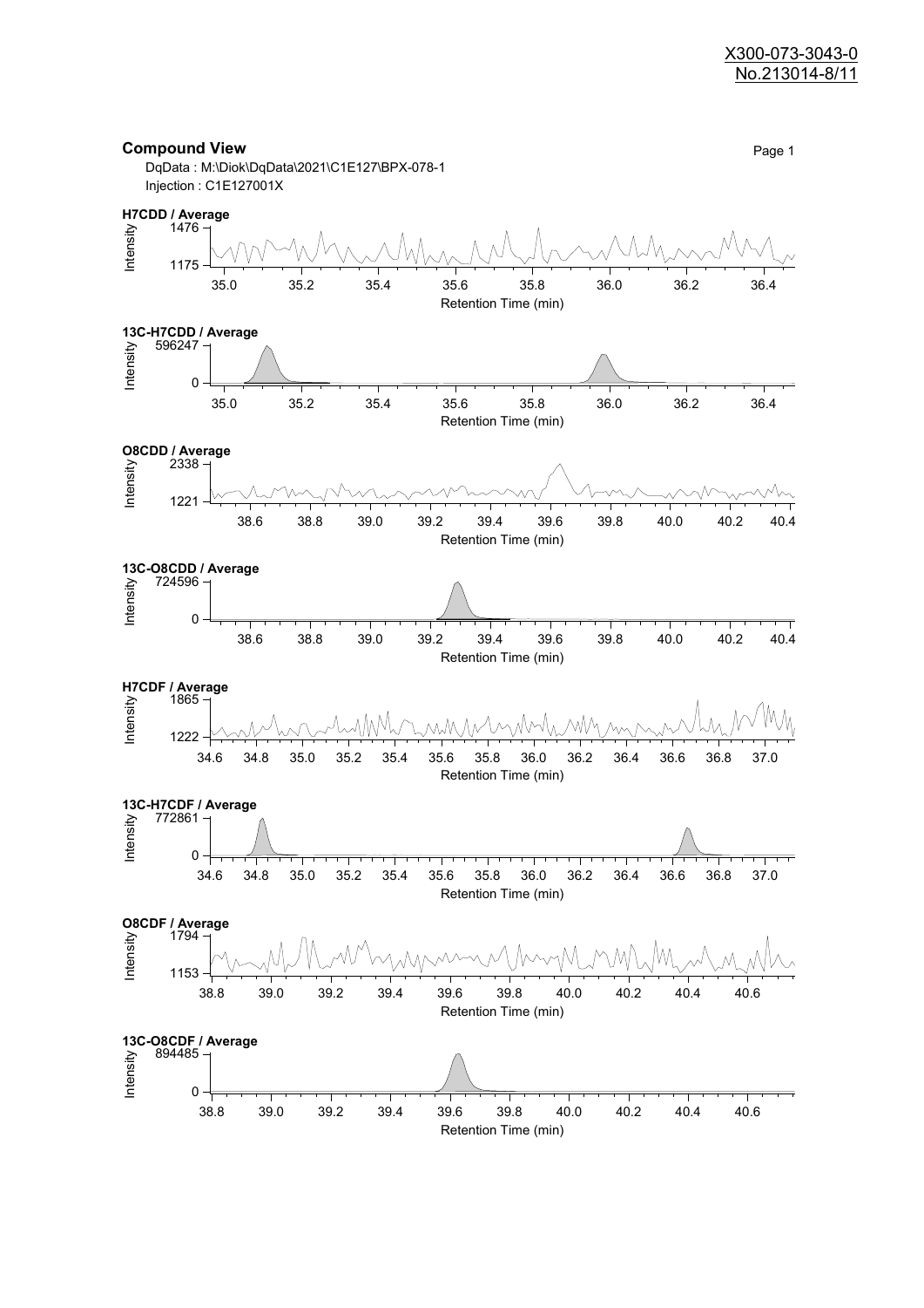X300-073-3043-0
No.213014-8/11

## Compound View

DqData : M:\Diok\DqData\2021\C1E127\BPX-078-1
Injection : C1E127001X

Page 1

**H7CDD / Average**

Intensity: 1476 – 1175
Retention Time (min): 35.0, 35.2, 35.4, 35.6, 35.8, 36.0, 36.2, 36.4

**13C-H7CDD / Average**

Intensity: 596247 – 0
Retention Time (min): 35.0, 35.2, 35.4, 35.6, 35.8, 36.0, 36.2, 36.4

**O8CDD / Average**

Intensity: 2338 – 1221
Retention Time (min): 38.6, 38.8, 39.0, 39.2, 39.4, 39.6, 39.8, 40.0, 40.2, 40.4

**13C-O8CDD / Average**

Intensity: 724596 – 0
Retention Time (min): 38.6, 38.8, 39.0, 39.2, 39.4, 39.6, 39.8, 40.0, 40.2, 40.4

**H7CDF / Average**

Intensity: 1865 – 1222
Retention Time (min): 34.6, 34.8, 35.0, 35.2, 35.4, 35.6, 35.8, 36.0, 36.2, 36.4, 36.6, 36.8, 37.0

**13C-H7CDF / Average**

Intensity: 772861 – 0
Retention Time (min): 34.6, 34.8, 35.0, 35.2, 35.4, 35.6, 35.8, 36.0, 36.2, 36.4, 36.6, 36.8, 37.0

**O8CDF / Average**

Intensity: 1794 – 1153
Retention Time (min): 38.8, 39.0, 39.2, 39.4, 39.6, 39.8, 40.0, 40.2, 40.4, 40.6

**13C-O8CDF / Average**

Intensity: 894485 – 0
Retention Time (min): 38.8, 39.0, 39.2, 39.4, 39.6, 39.8, 40.0, 40.2, 40.4, 40.6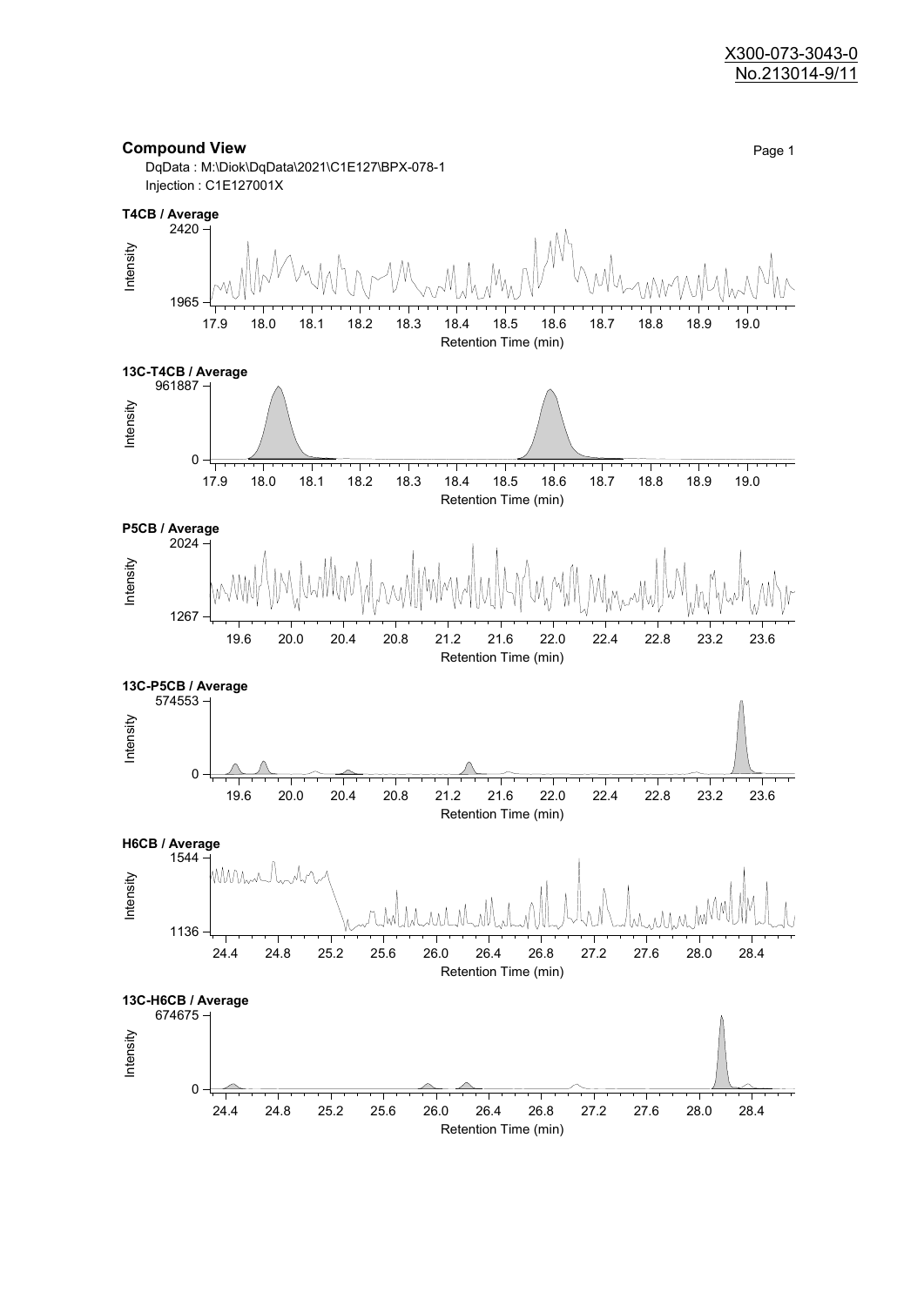## Compound View

DqData : M:\Diok\DqData\2021\C1E127\BPX-078-1
Injection : C1E127001X

**T4CB / Average**

Intensity: 1965 – 2420
Retention Time (min): 17.9 – 19.0

**13C-T4CB / Average**

Intensity: 0 – 961887
Retention Time (min): 17.9 – 19.0

**P5CB / Average**

Intensity: 1267 – 2024
Retention Time (min): 19.6 – 23.6

**13C-P5CB / Average**

Intensity: 0 – 574553
Retention Time (min): 19.6 – 23.6

**H6CB / Average**

Intensity: 1136 – 1544
Retention Time (min): 24.4 – 28.4

**13C-H6CB / Average**

Intensity: 0 – 674675
Retention Time (min): 24.4 – 28.4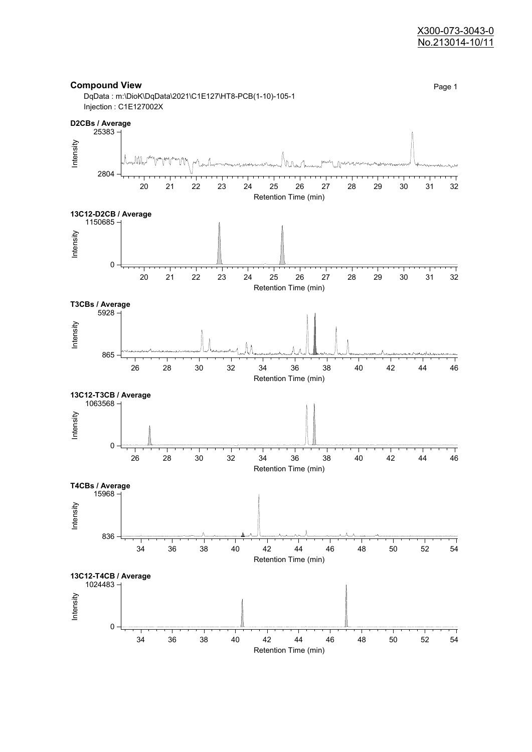X300-073-3043-0
No.213014-10/11

## Compound View

DqData : m:\DioK\DqData\2021\C1E127\HT8-PCB(1-10)-105-1
Injection : C1E127002X

**D2CBs / Average**

Intensity: 2804 – 25383
Retention Time (min): 20 – 32

**13C12-D2CB / Average**

Intensity: 0 – 1150685
Retention Time (min): 20 – 32

**T3CBs / Average**

Intensity: 865 – 5928
Retention Time (min): 26 – 46

**13C12-T3CB / Average**

Intensity: 0 – 1063568
Retention Time (min): 26 – 46

**T4CBs / Average**

Intensity: 836 – 15968
Retention Time (min): 34 – 54

**13C12-T4CB / Average**

Intensity: 0 – 1024483
Retention Time (min): 34 – 54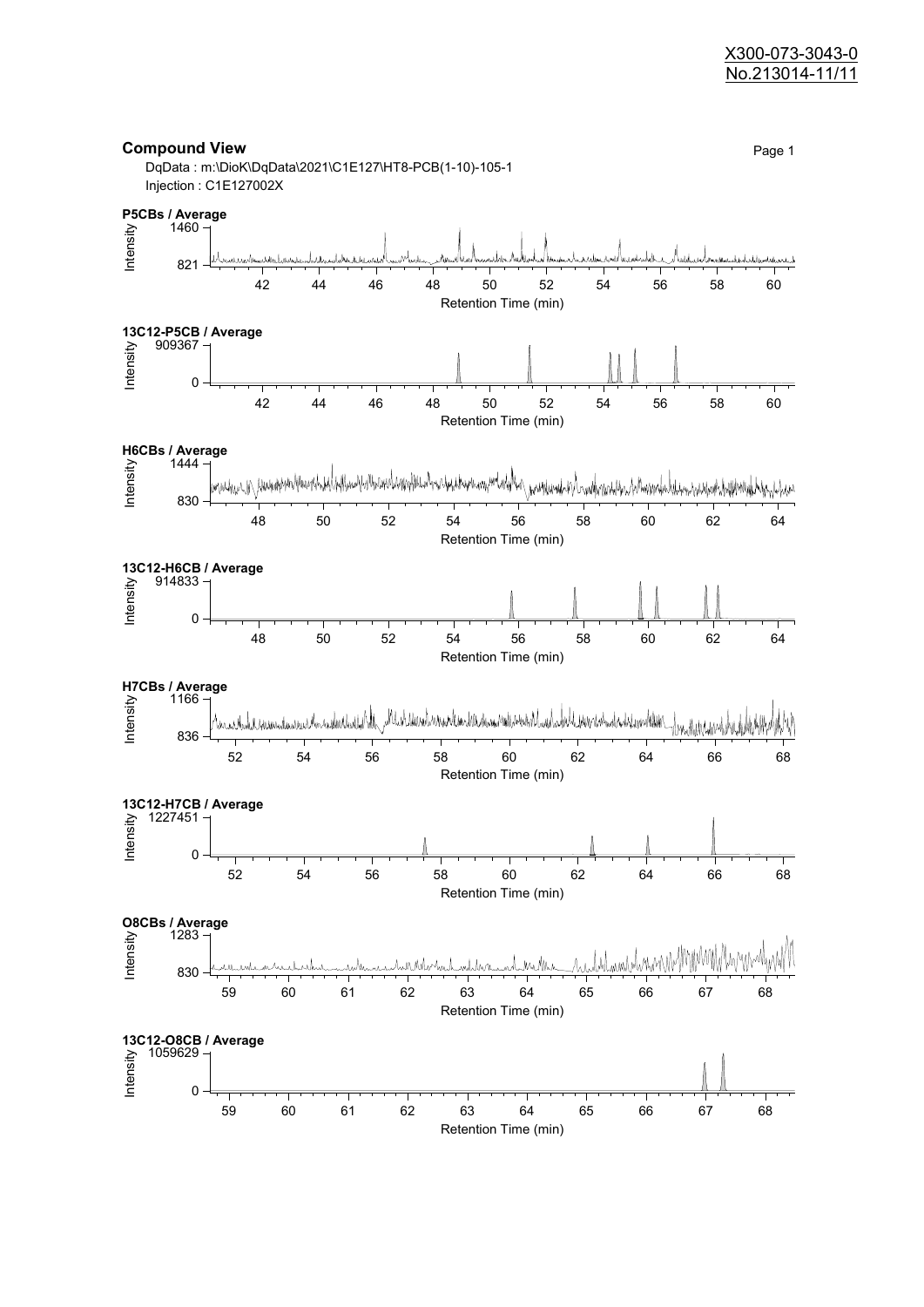X300-073-3043-0
No.213014-11/11

## Compound View

DqData : m:\DioK\DqData\2021\C1E127\HT8-PCB(1-10)-105-1
Injection : C1E127002X

**P5CBs / Average**

Intensity
1460
821
42 44 46 48 50 52 54 56 58 60
Retention Time (min)

**13C12-P5CB / Average**

Intensity
909367
0
42 44 46 48 50 52 54 56 58 60
Retention Time (min)

**H6CBs / Average**

Intensity
1444
830
48 50 52 54 56 58 60 62 64
Retention Time (min)

**13C12-H6CB / Average**

Intensity
914833
0
48 50 52 54 56 58 60 62 64
Retention Time (min)

**H7CBs / Average**

Intensity
1166
836
52 54 56 58 60 62 64 66 68
Retention Time (min)

**13C12-H7CB / Average**

Intensity
1227451
0
52 54 56 58 60 62 64 66 68
Retention Time (min)

**O8CBs / Average**

Intensity
1283
830
59 60 61 62 63 64 65 66 67 68
Retention Time (min)

**13C12-O8CB / Average**

Intensity
1059629
0
59 60 61 62 63 64 65 66 67 68
Retention Time (min)